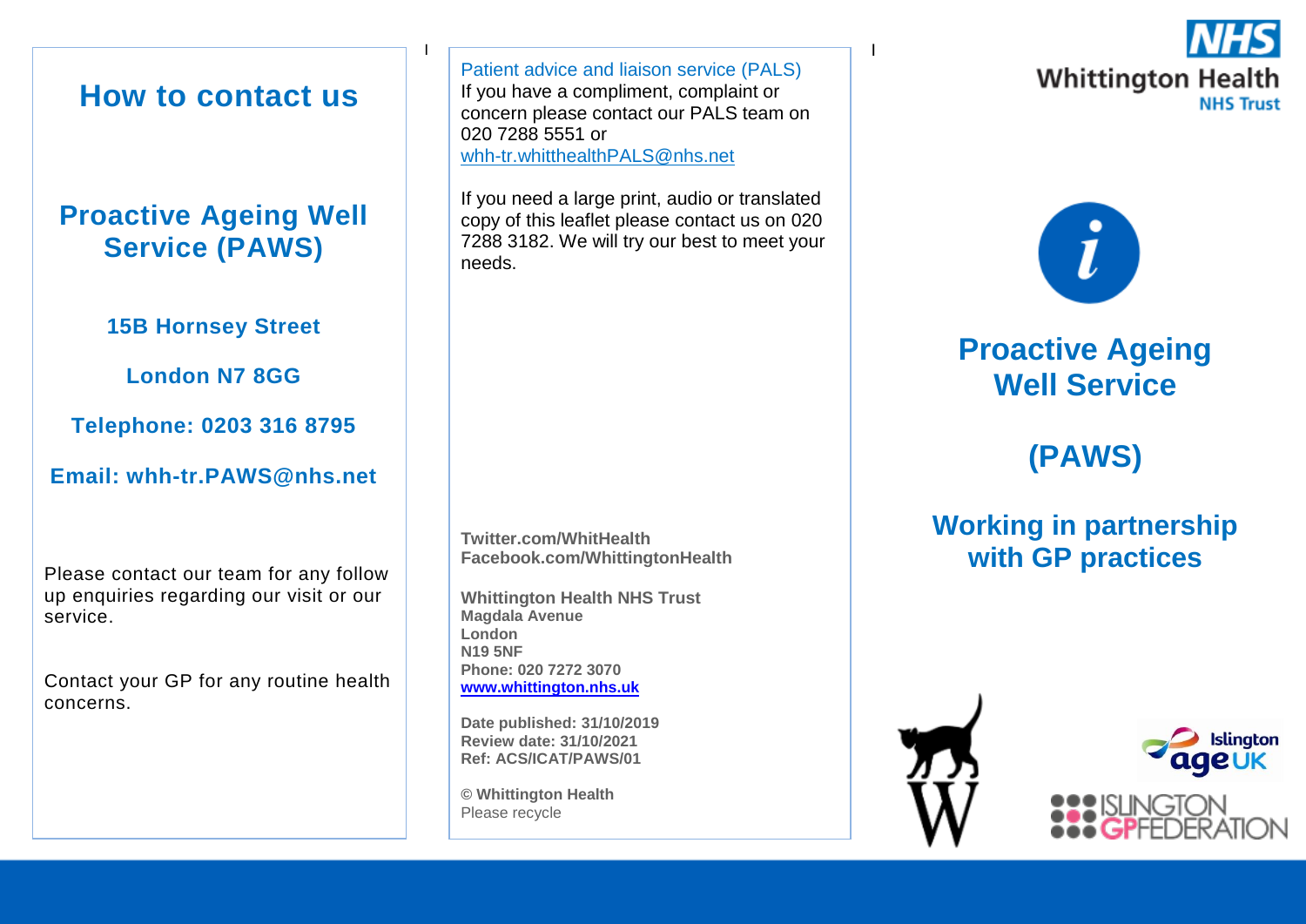# How to contact us

## Proactive Ageing Well Service (PAWS)

**15B Hornsey Street**

**London N7 8GG**

**Telephone: 0203 316 8795**

**Email: whh-tr.PAWS@nhs.net**

Please contact our team for any follow up enquiries regarding our visit or our service.

Contact your GP for any routine health concerns.

Patient advice and liaison service (PALS)

If you have a compliment, complaint or concern please contact our PALS team on 020 7288 5551 or [whh-tr.whitthealthPALS@nhs.net](mailto:whh-tr.whitthealthPALS@nhs.net)

If you need a large print, audio or translated copy of this leaflet please contact us on 020 7288 3182. We will try our best to meet your needs.

**Twitter.com/WhitHealth**
**Facebook.com/WhittingtonHealth**

**Whittington Health NHS Trust**
**Magdala Avenue**
**London**
**N19 5NF**
**Phone: 020 7272 3070**
**[www.whittington.nhs.uk](http://www.whittington.nhs.uk)**

**Date published: 31/10/2019**
**Review date: 31/10/2021**
**Ref: ACS/ICAT/PAWS/01**

**© Whittington Health**
Please recycle

NHS Whittington Health NHS Trust

# Proactive Ageing Well Service

# (PAWS)

## Working in partnership with GP practices

Islington ageUK

ISLINGTON GPFEDERATION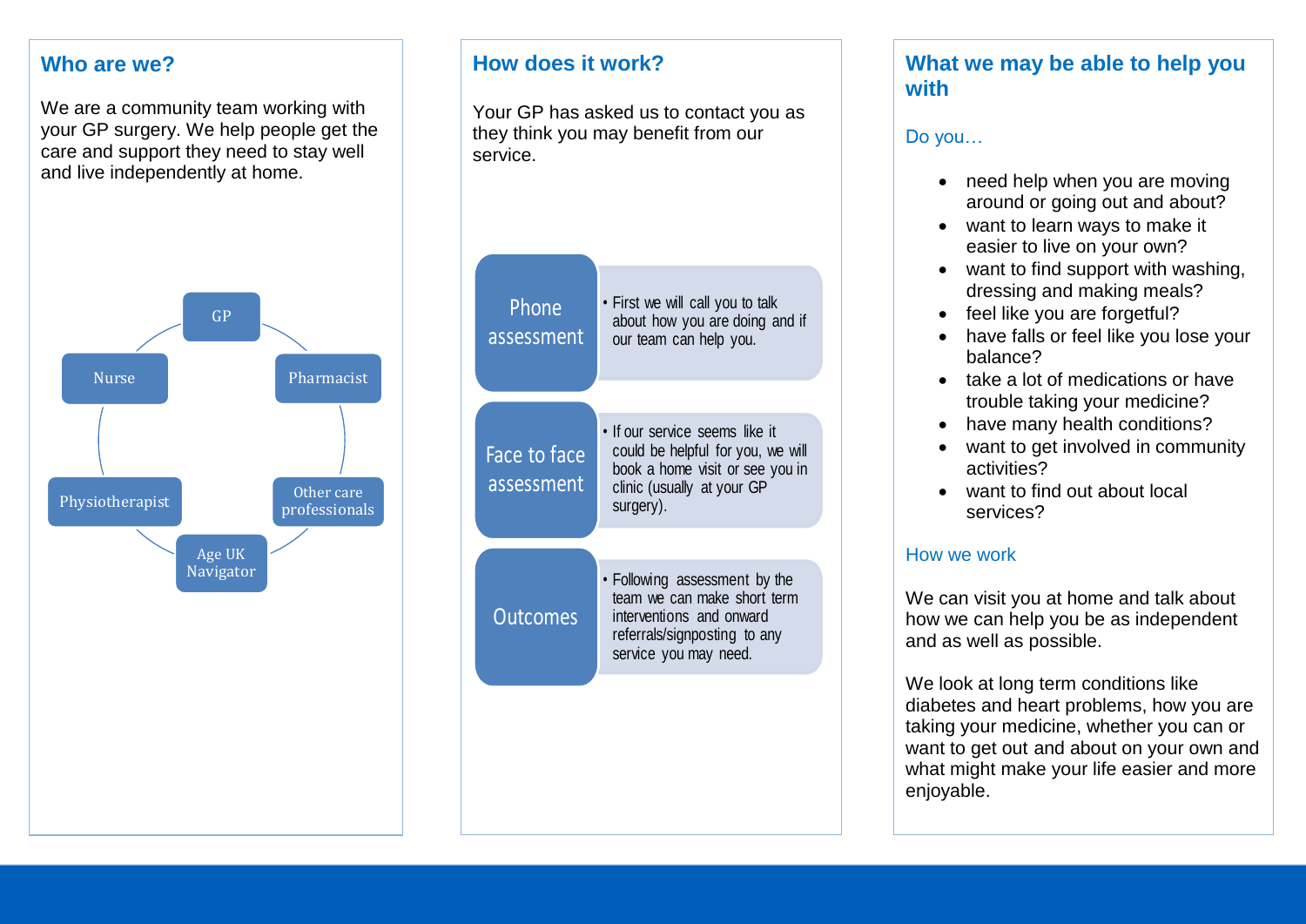## Who are we?

We are a community team working with your GP surgery. We help people get the care and support they need to stay well and live independently at home.

GP

Pharmacist

Other care professionals

Age UK Navigator

Physiotherapist

Nurse

## How does it work?

Your GP has asked us to contact you as they think you may benefit from our service.

**Phone assessment**

- First we will call you to talk about how you are doing and if our team can help you.

**Face to face assessment**

- If our service seems like it could be helpful for you, we will book a home visit or see you in clinic (usually at your GP surgery).

**Outcomes**

- Following assessment by the team we can make short term interventions and onward referrals/signposting to any service you may need.

## What we may be able to help you with

### Do you…

- need help when you are moving around or going out and about?
- want to learn ways to make it easier to live on your own?
- want to find support with washing, dressing and making meals?
- feel like you are forgetful?
- have falls or feel like you lose your balance?
- take a lot of medications or have trouble taking your medicine?
- have many health conditions?
- want to get involved in community activities?
- want to find out about local services?

### How we work

We can visit you at home and talk about how we can help you be as independent and as well as possible.

We look at long term conditions like diabetes and heart problems, how you are taking your medicine, whether you can or want to get out and about on your own and what might make your life easier and more enjoyable.